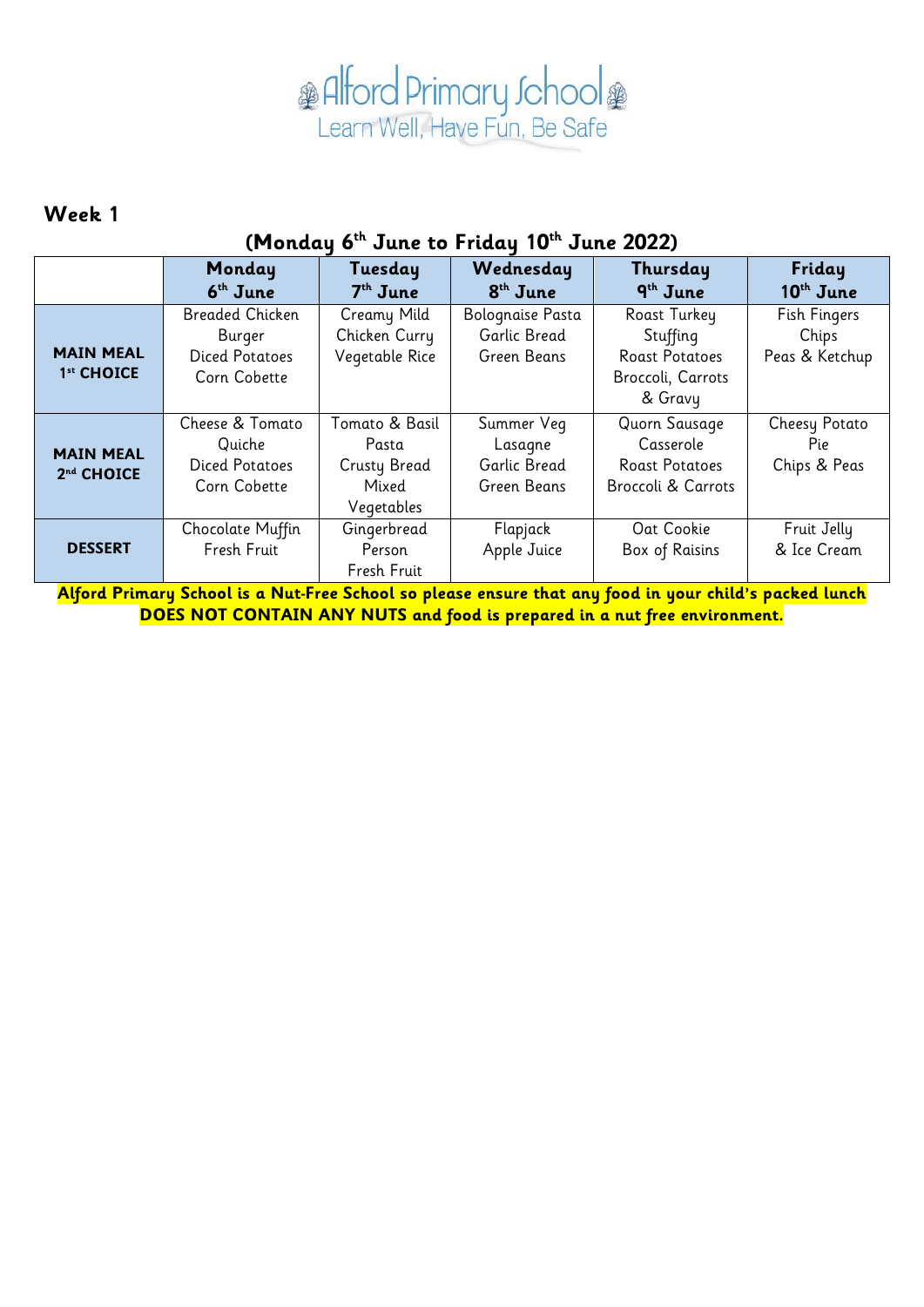Alford Primary School

Learn Well, Have Fun, Be Safe

## Week 1

### (Monday 6th June to Friday 10th June 2022)

| | Monday 6th June | Tuesday 7th June | Wednesday 8th June | Thursday 9th June | Friday 10th June |
|---|---|---|---|---|---|
| **MAIN MEAL 1st CHOICE** | Breaded Chicken Burger Diced Potatoes Corn Cobette | Creamy Mild Chicken Curry Vegetable Rice | Bolognaise Pasta Garlic Bread Green Beans | Roast Turkey Stuffing Roast Potatoes Broccoli, Carrots & Gravy | Fish Fingers Chips Peas & Ketchup |
| **MAIN MEAL 2nd CHOICE** | Cheese & Tomato Quiche Diced Potatoes Corn Cobette | Tomato & Basil Pasta Crusty Bread Mixed Vegetables | Summer Veg Lasagne Garlic Bread Green Beans | Quorn Sausage Casserole Roast Potatoes Broccoli & Carrots | Cheesy Potato Pie Chips & Peas |
| **DESSERT** | Chocolate Muffin Fresh Fruit | Gingerbread Person Fresh Fruit | Flapjack Apple Juice | Oat Cookie Box of Raisins | Fruit Jelly & Ice Cream |

**Alford Primary School is a Nut-Free School so please ensure that any food in your child's packed lunch DOES NOT CONTAIN ANY NUTS and food is prepared in a nut free environment.**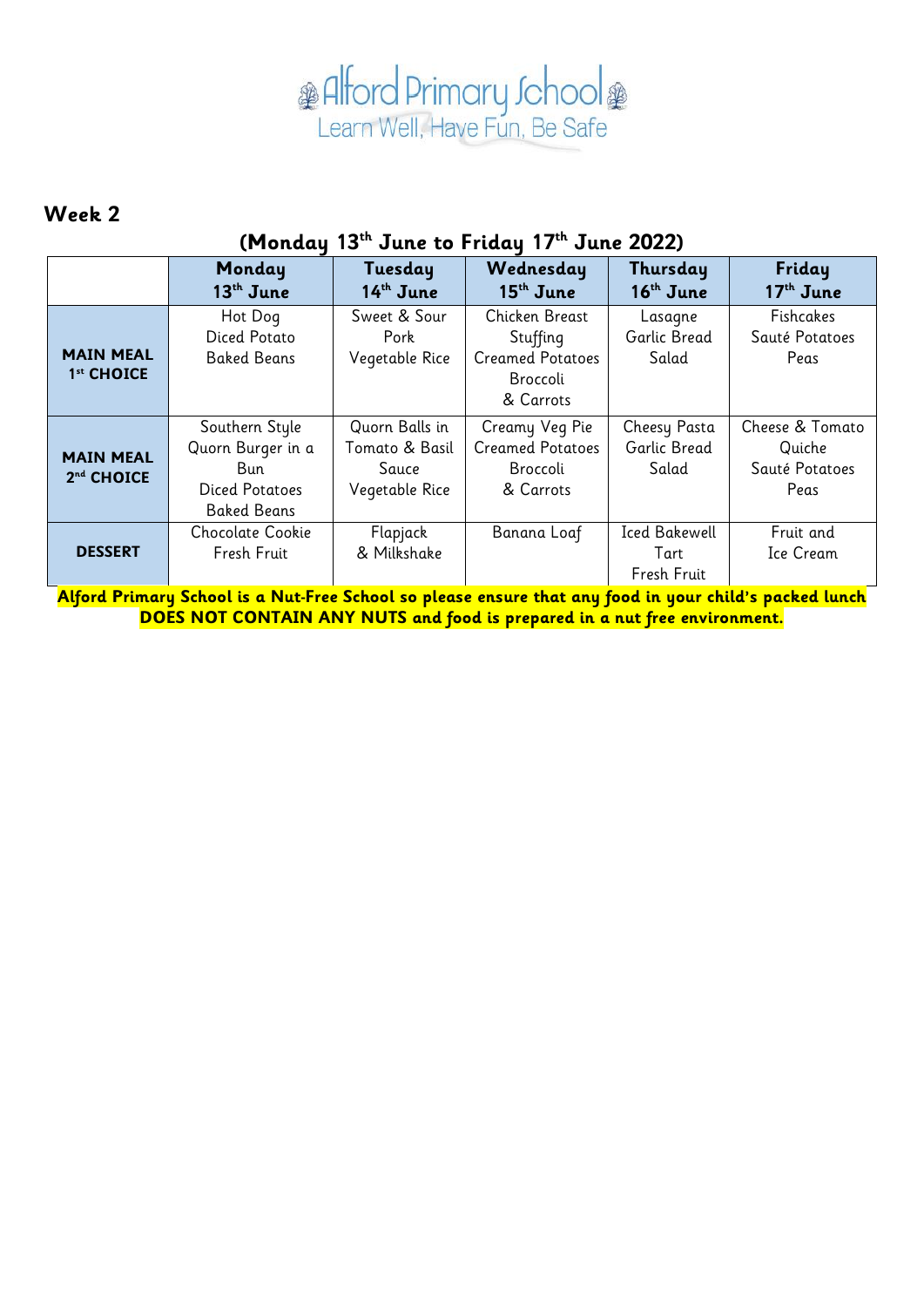Alford Primary School
Learn Well, Have Fun, Be Safe

## Week 2

### (Monday 13th June to Friday 17th June 2022)

| | Monday 13th June | Tuesday 14th June | Wednesday 15th June | Thursday 16th June | Friday 17th June |
|---|---|---|---|---|---|
| **MAIN MEAL 1st CHOICE** | Hot Dog<br>Diced Potato<br>Baked Beans | Sweet & Sour Pork<br>Vegetable Rice | Chicken Breast<br>Stuffing<br>Creamed Potatoes<br>Broccoli<br>& Carrots | Lasagne<br>Garlic Bread<br>Salad | Fishcakes<br>Sauté Potatoes<br>Peas |
| **MAIN MEAL 2nd CHOICE** | Southern Style Quorn Burger in a Bun<br>Diced Potatoes<br>Baked Beans | Quorn Balls in Tomato & Basil Sauce<br>Vegetable Rice | Creamy Veg Pie<br>Creamed Potatoes<br>Broccoli<br>& Carrots | Cheesy Pasta<br>Garlic Bread<br>Salad | Cheese & Tomato Quiche<br>Sauté Potatoes<br>Peas |
| **DESSERT** | Chocolate Cookie<br>Fresh Fruit | Flapjack<br>& Milkshake | Banana Loaf | Iced Bakewell Tart<br>Fresh Fruit | Fruit and<br>Ice Cream |

**Alford Primary School is a Nut-Free School so please ensure that any food in your child's packed lunch DOES NOT CONTAIN ANY NUTS and food is prepared in a nut free environment.**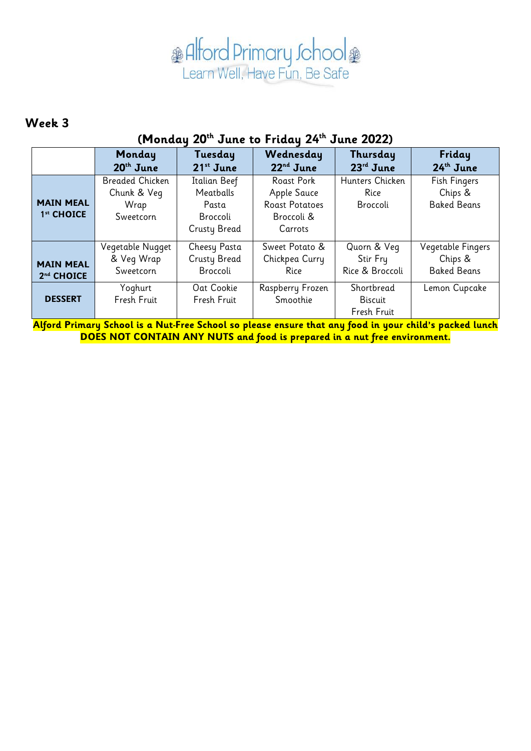Alford Primary School
Learn Well, Have Fun, Be Safe

## Week 3

### (Monday 20th June to Friday 24th June 2022)

| | Monday 20th June | Tuesday 21st June | Wednesday 22nd June | Thursday 23rd June | Friday 24th June |
|---|---|---|---|---|---|
| **MAIN MEAL 1st CHOICE** | Breaded Chicken Chunk & Veg Wrap Sweetcorn | Italian Beef Meatballs Pasta Broccoli Crusty Bread | Roast Pork Apple Sauce Roast Potatoes Broccoli & Carrots | Hunters Chicken Rice Broccoli | Fish Fingers Chips & Baked Beans |
| **MAIN MEAL 2nd CHOICE** | Vegetable Nugget & Veg Wrap Sweetcorn | Cheesy Pasta Crusty Bread Broccoli | Sweet Potato & Chickpea Curry Rice | Quorn & Veg Stir Fry Rice & Broccoli | Vegetable Fingers Chips & Baked Beans |
| **DESSERT** | Yoghurt Fresh Fruit | Oat Cookie Fresh Fruit | Raspberry Frozen Smoothie | Shortbread Biscuit Fresh Fruit | Lemon Cupcake |

**Alford Primary School is a Nut-Free School so please ensure that any food in your child's packed lunch DOES NOT CONTAIN ANY NUTS and food is prepared in a nut free environment.**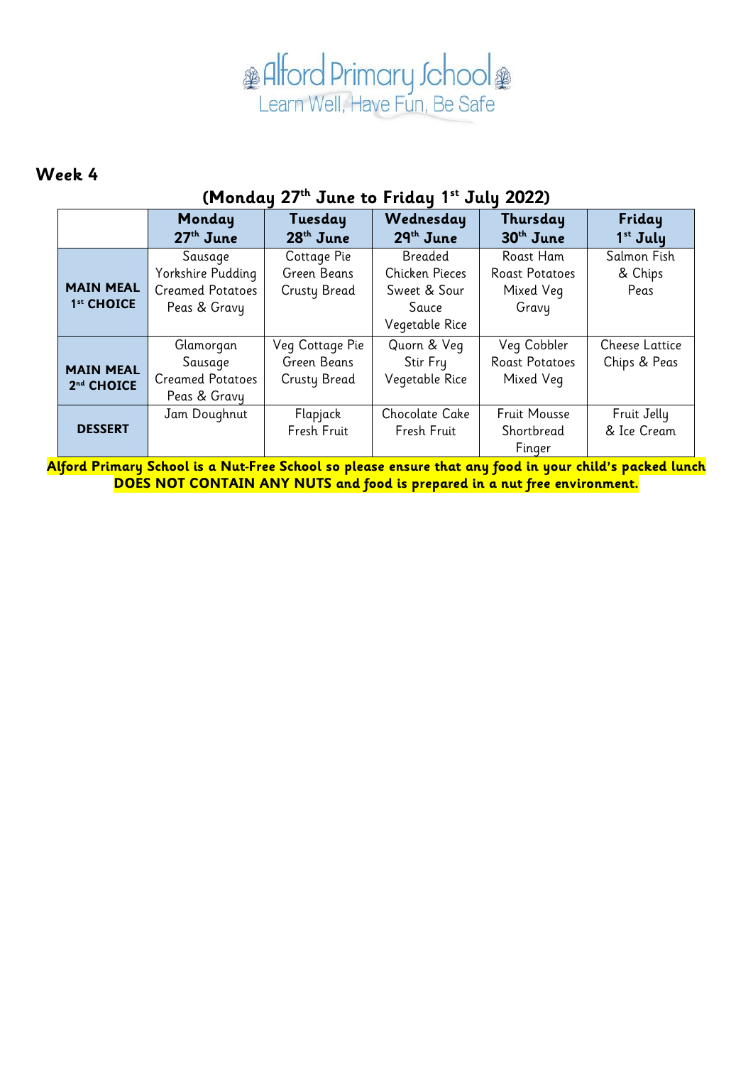# Alford Primary School

Learn Well, Have Fun, Be Safe

## Week 4

### (Monday 27th June to Friday 1st July 2022)

| | Monday 27th June | Tuesday 28th June | Wednesday 29th June | Thursday 30th June | Friday 1st July |
|---|---|---|---|---|---|
| **MAIN MEAL 1st CHOICE** | Sausage Yorkshire Pudding Creamed Potatoes Peas & Gravy | Cottage Pie Green Beans Crusty Bread | Breaded Chicken Pieces Sweet & Sour Sauce Vegetable Rice | Roast Ham Roast Potatoes Mixed Veg Gravy | Salmon Fish & Chips Peas |
| **MAIN MEAL 2nd CHOICE** | Glamorgan Sausage Creamed Potatoes Peas & Gravy | Veg Cottage Pie Green Beans Crusty Bread | Quorn & Veg Stir Fry Vegetable Rice | Veg Cobbler Roast Potatoes Mixed Veg | Cheese Lattice Chips & Peas |
| **DESSERT** | Jam Doughnut | Flapjack Fresh Fruit | Chocolate Cake Fresh Fruit | Fruit Mousse Shortbread Finger | Fruit Jelly & Ice Cream |

**Alford Primary School is a Nut-Free School so please ensure that any food in your child's packed lunch DOES NOT CONTAIN ANY NUTS and food is prepared in a nut free environment.**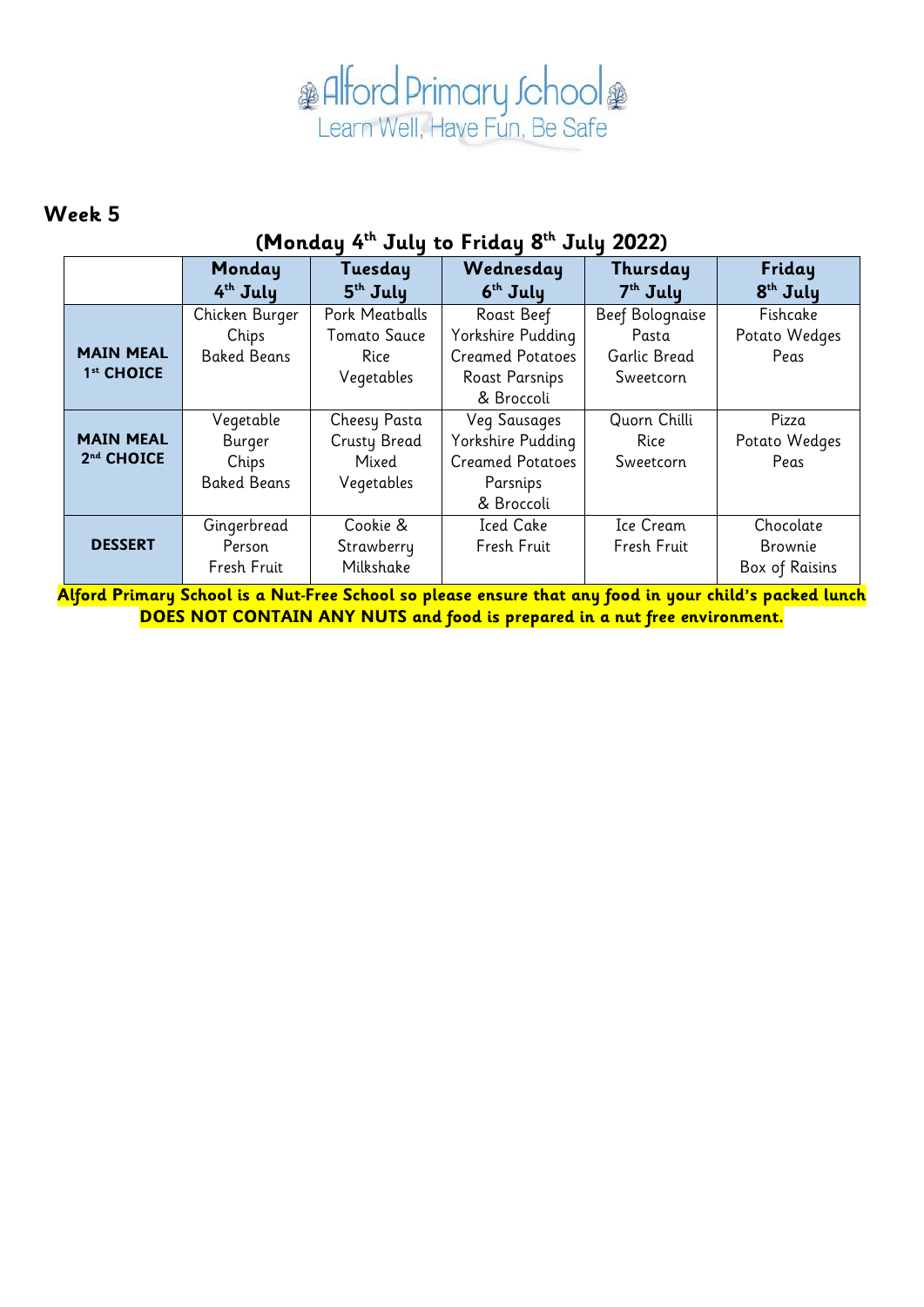Alford Primary School

Learn Well, Have Fun, Be Safe

## Week 5

### (Monday 4th July to Friday 8th July 2022)

| | Monday 4th July | Tuesday 5th July | Wednesday 6th July | Thursday 7th July | Friday 8th July |
|---|---|---|---|---|---|
| **MAIN MEAL 1st CHOICE** | Chicken Burger Chips Baked Beans | Pork Meatballs Tomato Sauce Rice Vegetables | Roast Beef Yorkshire Pudding Creamed Potatoes Roast Parsnips & Broccoli | Beef Bolognaise Pasta Garlic Bread Sweetcorn | Fishcake Potato Wedges Peas |
| **MAIN MEAL 2nd CHOICE** | Vegetable Burger Chips Baked Beans | Cheesy Pasta Crusty Bread Mixed Vegetables | Veg Sausages Yorkshire Pudding Creamed Potatoes Parsnips & Broccoli | Quorn Chilli Rice Sweetcorn | Pizza Potato Wedges Peas |
| **DESSERT** | Gingerbread Person Fresh Fruit | Cookie & Strawberry Milkshake | Iced Cake Fresh Fruit | Ice Cream Fresh Fruit | Chocolate Brownie Box of Raisins |

**Alford Primary School is a Nut-Free School so please ensure that any food in your child's packed lunch DOES NOT CONTAIN ANY NUTS and food is prepared in a nut free environment.**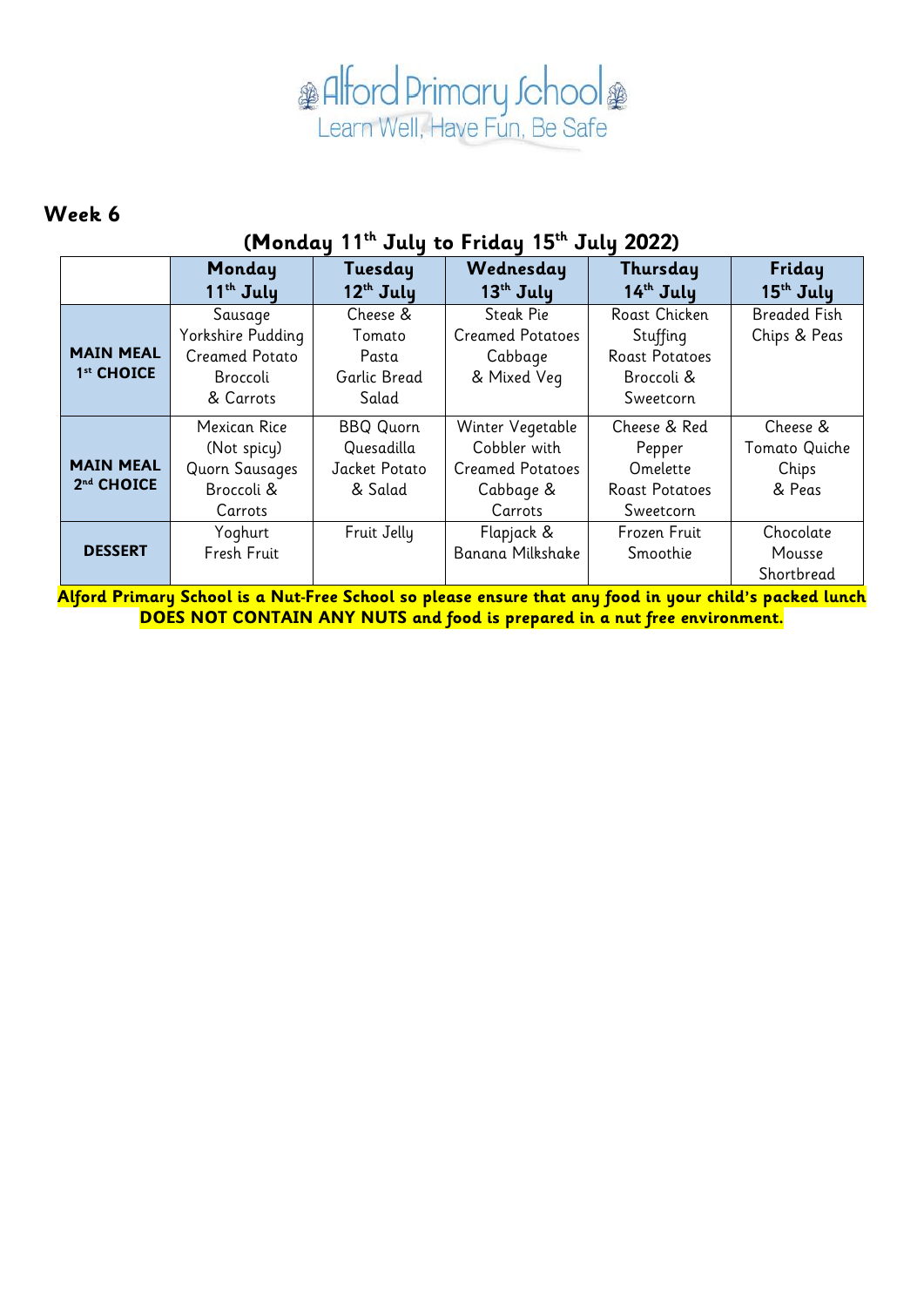# Alford Primary School

Learn Well, Have Fun, Be Safe

## Week 6

### (Monday 11th July to Friday 15th July 2022)

| | Monday 11th July | Tuesday 12th July | Wednesday 13th July | Thursday 14th July | Friday 15th July |
|---|---|---|---|---|---|
| **MAIN MEAL 1st CHOICE** | Sausage Yorkshire Pudding Creamed Potato Broccoli & Carrots | Cheese & Tomato Pasta Garlic Bread Salad | Steak Pie Creamed Potatoes Cabbage & Mixed Veg | Roast Chicken Stuffing Roast Potatoes Broccoli & Sweetcorn | Breaded Fish Chips & Peas |
| **MAIN MEAL 2nd CHOICE** | Mexican Rice (Not spicy) Quorn Sausages Broccoli & Carrots | BBQ Quorn Quesadilla Jacket Potato & Salad | Winter Vegetable Cobbler with Creamed Potatoes Cabbage & Carrots | Cheese & Red Pepper Omelette Roast Potatoes Sweetcorn | Cheese & Tomato Quiche Chips & Peas |
| **DESSERT** | Yoghurt Fresh Fruit | Fruit Jelly | Flapjack & Banana Milkshake | Frozen Fruit Smoothie | Chocolate Mousse Shortbread |

**Alford Primary School is a Nut-Free School so please ensure that any food in your child's packed lunch DOES NOT CONTAIN ANY NUTS and food is prepared in a nut free environment.**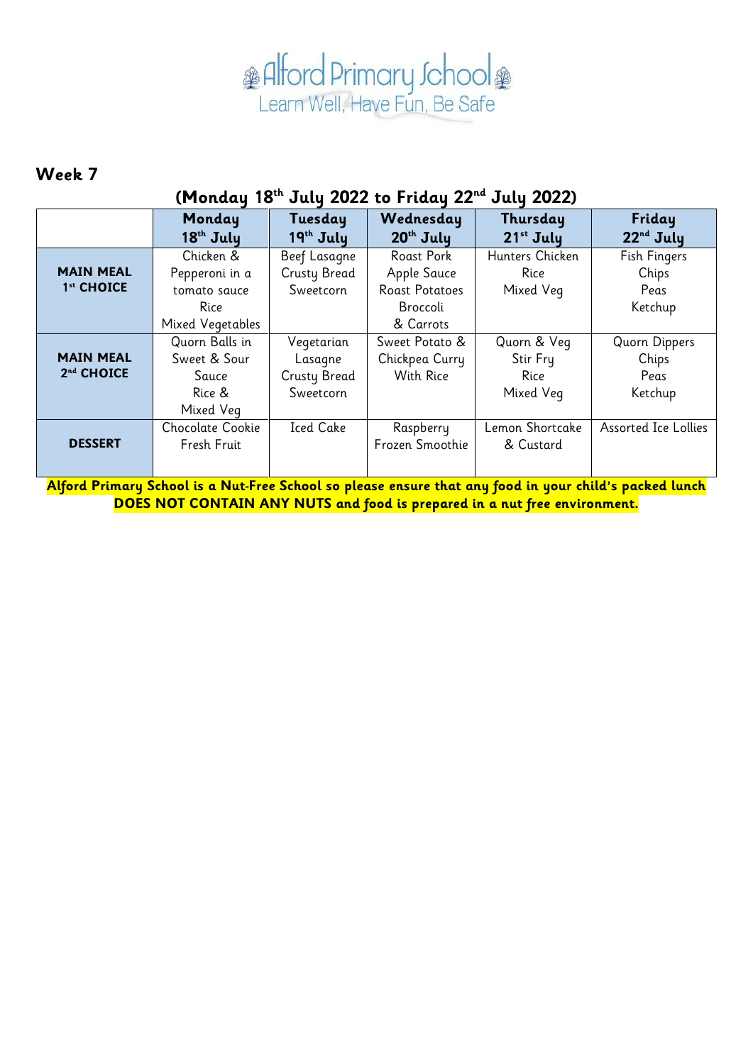Alford Primary School
Learn Well, Have Fun, Be Safe

## Week 7

### (Monday 18th July 2022 to Friday 22nd July 2022)

| | Monday 18th July | Tuesday 19th July | Wednesday 20th July | Thursday 21st July | Friday 22nd July |
|---|---|---|---|---|---|
| **MAIN MEAL 1st CHOICE** | Chicken & Pepperoni in a tomato sauce Rice Mixed Vegetables | Beef Lasagne Crusty Bread Sweetcorn | Roast Pork Apple Sauce Roast Potatoes Broccoli & Carrots | Hunters Chicken Rice Mixed Veg | Fish Fingers Chips Peas Ketchup |
| **MAIN MEAL 2nd CHOICE** | Quorn Balls in Sweet & Sour Sauce Rice & Mixed Veg | Vegetarian Lasagne Crusty Bread Sweetcorn | Sweet Potato & Chickpea Curry With Rice | Quorn & Veg Stir Fry Rice Mixed Veg | Quorn Dippers Chips Peas Ketchup |
| **DESSERT** | Chocolate Cookie Fresh Fruit | Iced Cake | Raspberry Frozen Smoothie | Lemon Shortcake & Custard | Assorted Ice Lollies |

**Alford Primary School is a Nut-Free School so please ensure that any food in your child's packed lunch DOES NOT CONTAIN ANY NUTS and food is prepared in a nut free environment.**